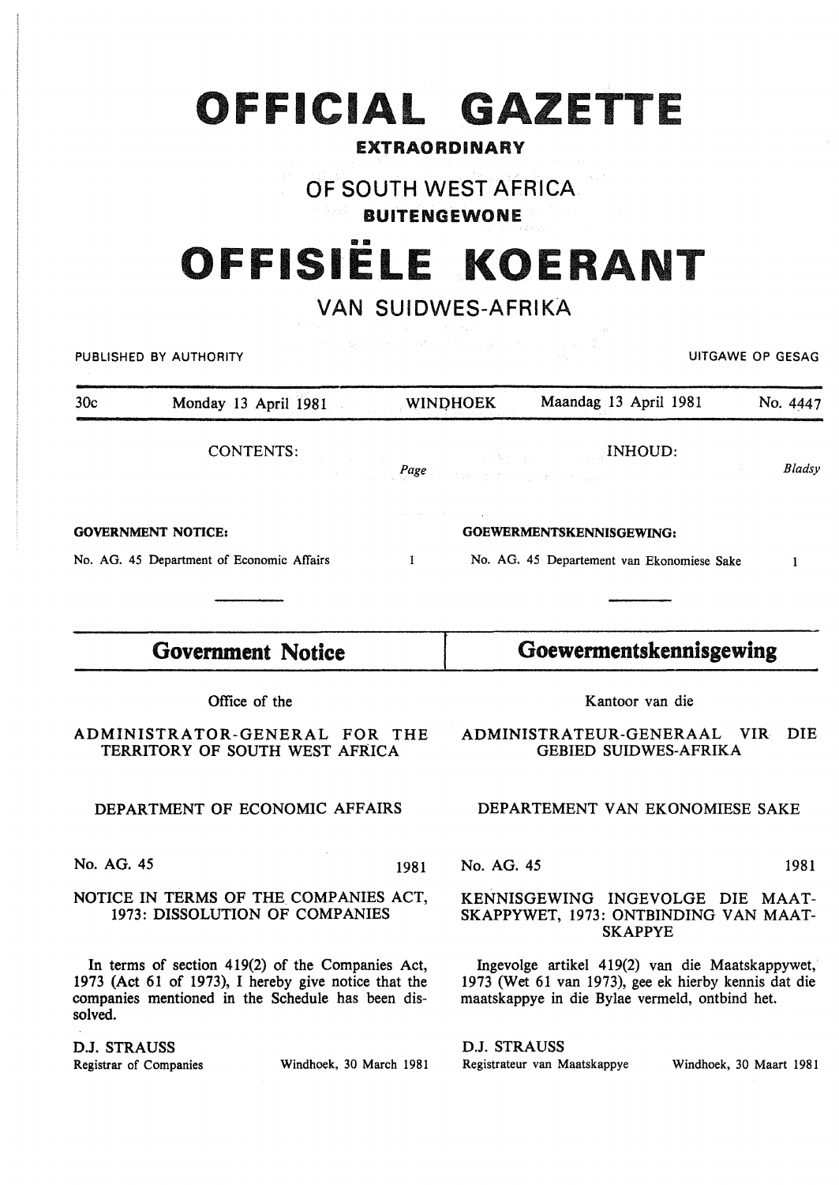# OFFICIAL GAZETTE

**EXTRAORDINARY**

## OF SOUTH WEST AFRICA

**BUITENGEWONE**

# OFFISIËLE KOERANT

## VAN SUIDWES-AFRIKA

PUBLISHED BY AUTHORITY — UITGAWE OP GESAG

| 30c | Monday 13 April 1981 | WINDHOEK | Maandag 13 April 1981 | No. 4447 |
|---|---|---|---|---|

| CONTENTS: | Page | INHOUD: | Bladsy |
|---|---|---|---|
| **GOVERNMENT NOTICE:** | | **GOEWERMENTSKENNISGEWING:** | |
| No. AG. 45 Department of Economic Affairs | 1 | No. AG. 45 Departement van Ekonomiese Sake | 1 |

## Government Notice

Office of the

ADMINISTRATOR-GENERAL FOR THE TERRITORY OF SOUTH WEST AFRICA

DEPARTMENT OF ECONOMIC AFFAIRS

No. AG. 45 — 1981

NOTICE IN TERMS OF THE COMPANIES ACT, 1973: DISSOLUTION OF COMPANIES

In terms of section 419(2) of the Companies Act, 1973 (Act 61 of 1973), I hereby give notice that the companies mentioned in the Schedule has been dissolved.

D.J. STRAUSS
Registrar of Companies — Windhoek, 30 March 1981

## Goewermentskennisgewing

Kantoor van die

ADMINISTRATEUR-GENERAAL VIR DIE GEBIED SUIDWES-AFRIKA

DEPARTEMENT VAN EKONOMIESE SAKE

No. AG. 45 — 1981

KENNISGEWING INGEVOLGE DIE MAATSKAPPYWET, 1973: ONTBINDING VAN MAATSKAPPYE

Ingevolge artikel 419(2) van die Maatskappywet, 1973 (Wet 61 van 1973), gee ek hierby kennis dat die maatskappye in die Bylae vermeld, ontbind het.

D.J. STRAUSS
Registrateur van Maatskappye — Windhoek, 30 Maart 1981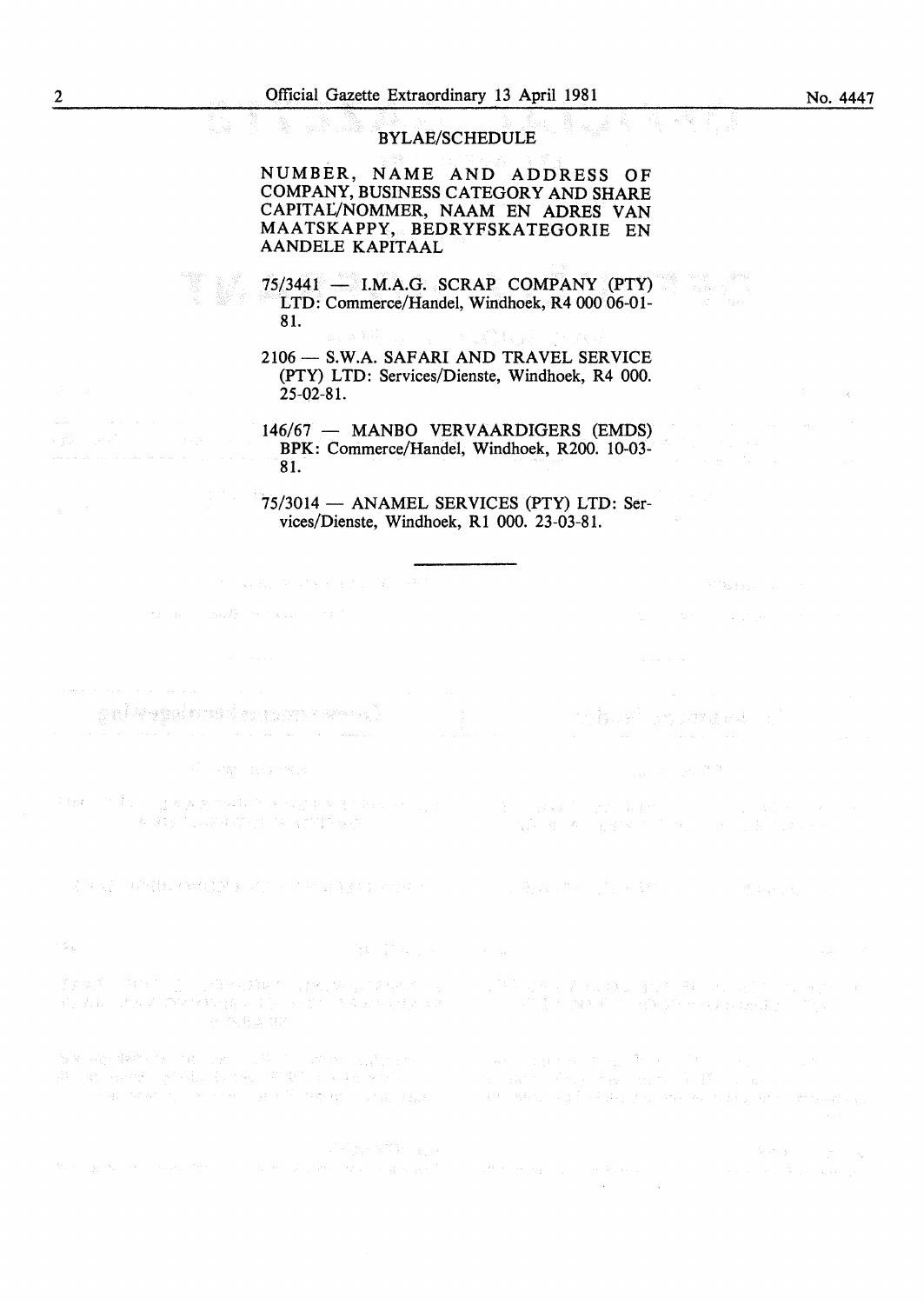## BYLAE/SCHEDULE

NUMBER, NAME AND ADDRESS OF COMPANY, BUSINESS CATEGORY AND SHARE CAPITAL/NOMMER, NAAM EN ADRES VAN MAATSKAPPY, BEDRYFSKATEGORIE EN AANDELE KAPITAAL

75/3441 — I.M.A.G. SCRAP COMPANY (PTY) LTD: Commerce/Handel, Windhoek, R4 000 06-01-81.

2106 — S.W.A. SAFARI AND TRAVEL SERVICE (PTY) LTD: Services/Dienste, Windhoek, R4 000. 25-02-81.

146/67 — MANBO VERVAARDIGERS (EMDS) BPK: Commerce/Handel, Windhoek, R200. 10-03-81.

75/3014 — ANAMEL SERVICES (PTY) LTD: Services/Dienste, Windhoek, R1 000. 23-03-81.